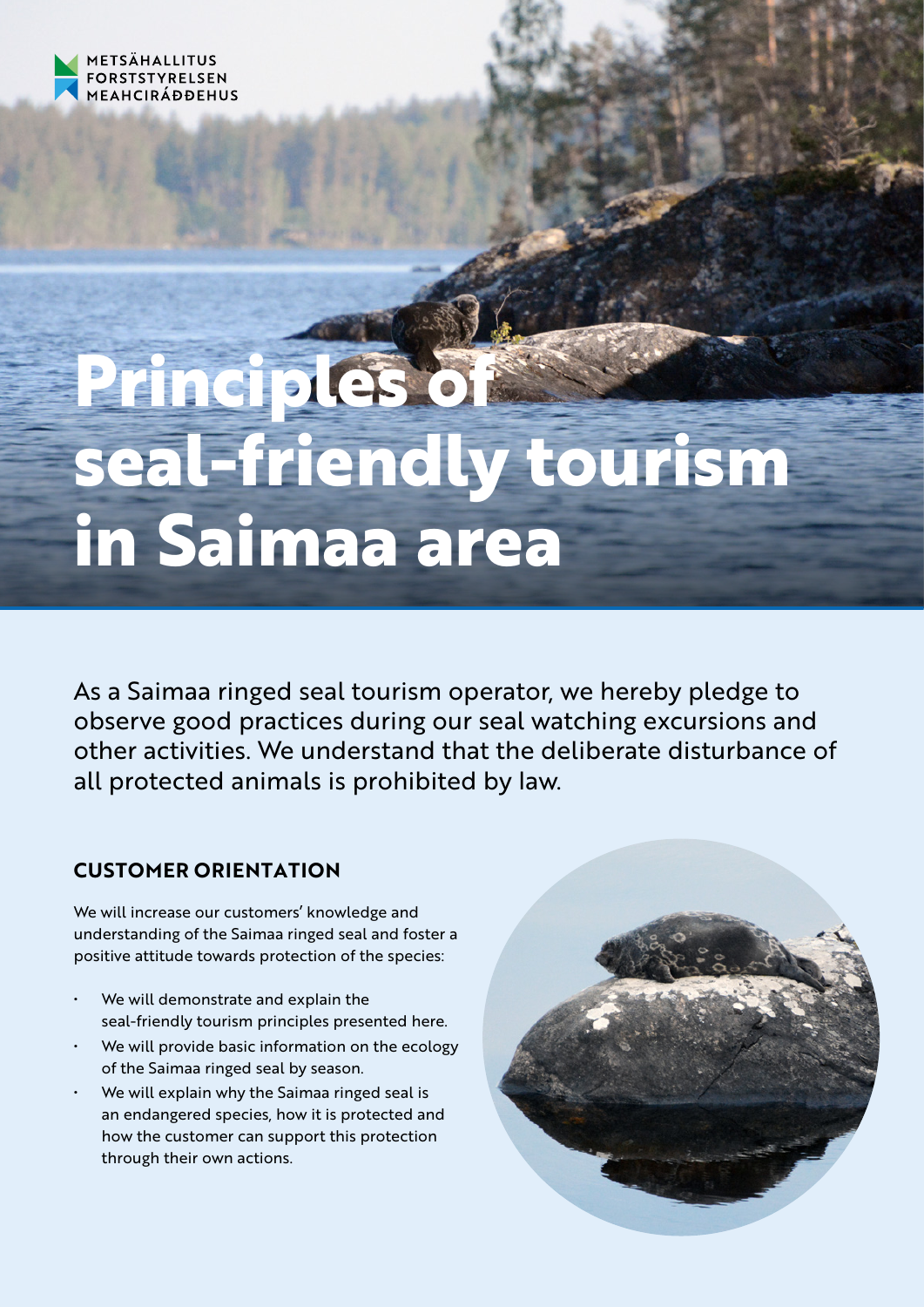METSÄHALLITUS
FORSTSTYRELSEN
MEAHCIRÁĐĐEHUS

# Principles of seal-friendly tourism in Saimaa area

As a Saimaa ringed seal tourism operator, we hereby pledge to observe good practices during our seal watching excursions and other activities. We understand that the deliberate disturbance of all protected animals is prohibited by law.

## CUSTOMER ORIENTATION

We will increase our customers' knowledge and understanding of the Saimaa ringed seal and foster a positive attitude towards protection of the species:

- We will demonstrate and explain the seal-friendly tourism principles presented here.
- We will provide basic information on the ecology of the Saimaa ringed seal by season.
- We will explain why the Saimaa ringed seal is an endangered species, how it is protected and how the customer can support this protection through their own actions.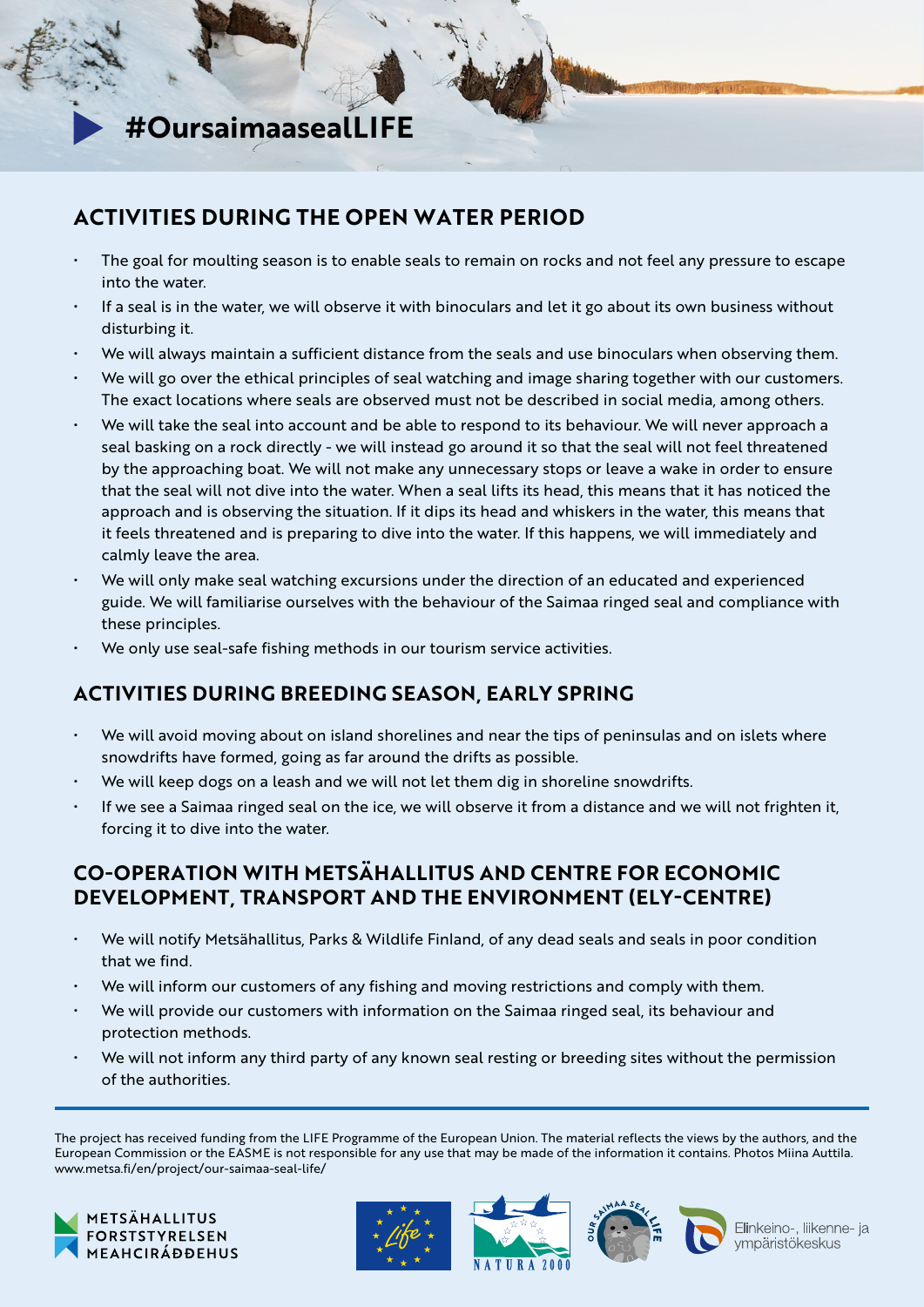# #OursaimaasealLIFE

## ACTIVITIES DURING THE OPEN WATER PERIOD

- The goal for moulting season is to enable seals to remain on rocks and not feel any pressure to escape into the water.
- If a seal is in the water, we will observe it with binoculars and let it go about its own business without disturbing it.
- We will always maintain a sufficient distance from the seals and use binoculars when observing them.
- We will go over the ethical principles of seal watching and image sharing together with our customers. The exact locations where seals are observed must not be described in social media, among others.
- We will take the seal into account and be able to respond to its behaviour. We will never approach a seal basking on a rock directly - we will instead go around it so that the seal will not feel threatened by the approaching boat. We will not make any unnecessary stops or leave a wake in order to ensure that the seal will not dive into the water. When a seal lifts its head, this means that it has noticed the approach and is observing the situation. If it dips its head and whiskers in the water, this means that it feels threatened and is preparing to dive into the water. If this happens, we will immediately and calmly leave the area.
- We will only make seal watching excursions under the direction of an educated and experienced guide. We will familiarise ourselves with the behaviour of the Saimaa ringed seal and compliance with these principles.
- We only use seal-safe fishing methods in our tourism service activities.

## ACTIVITIES DURING BREEDING SEASON, EARLY SPRING

- We will avoid moving about on island shorelines and near the tips of peninsulas and on islets where snowdrifts have formed, going as far around the drifts as possible.
- We will keep dogs on a leash and we will not let them dig in shoreline snowdrifts.
- If we see a Saimaa ringed seal on the ice, we will observe it from a distance and we will not frighten it, forcing it to dive into the water.

## CO-OPERATION WITH METSÄHALLITUS AND CENTRE FOR ECONOMIC DEVELOPMENT, TRANSPORT AND THE ENVIRONMENT (ELY-CENTRE)

- We will notify Metsähallitus, Parks & Wildlife Finland, of any dead seals and seals in poor condition that we find.
- We will inform our customers of any fishing and moving restrictions and comply with them.
- We will provide our customers with information on the Saimaa ringed seal, its behaviour and protection methods.
- We will not inform any third party of any known seal resting or breeding sites without the permission of the authorities.

---

The project has received funding from the LIFE Programme of the European Union. The material reflects the views by the authors, and the European Commission or the EASME is not responsible for any use that may be made of the information it contains. Photos Miina Auttila. www.metsa.fi/en/project/our-saimaa-seal-life/

METSÄHALLITUS FORSTSTYRELSEN MEAHCIRÁĐĐEHUS

NATURA 2000

OUR SAIMAA SEAL LIFE

Elinkeino-, liikenne- ja ympäristökeskus